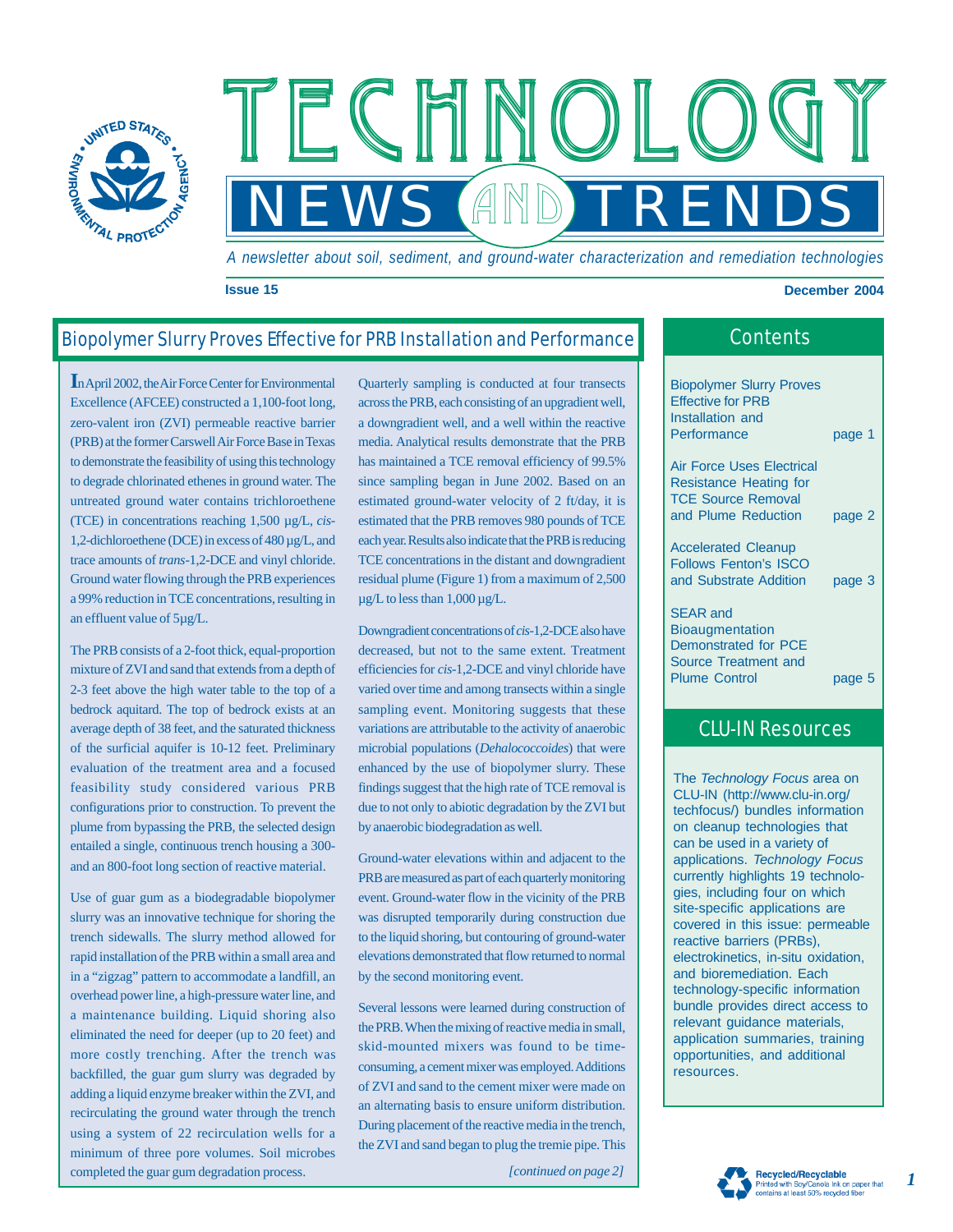# TECHNOLOGY NEWS AND TRENDS

*A newsletter about soil, sediment, and ground-water characterization and remediation technologies*

**Issue 15** **December 2004**

## Biopolymer Slurry Proves Effective for PRB Installation and Performance

In April 2002, the Air Force Center for Environmental Excellence (AFCEE) constructed a 1,100-foot long, zero-valent iron (ZVI) permeable reactive barrier (PRB) at the former Carswell Air Force Base in Texas to demonstrate the feasibility of using this technology to degrade chlorinated ethenes in ground water. The untreated ground water contains trichloroethene (TCE) in concentrations reaching 1,500 µg/L, *cis*-1,2-dichloroethene (DCE) in excess of 480 µg/L, and trace amounts of *trans*-1,2-DCE and vinyl chloride. Ground water flowing through the PRB experiences a 99% reduction in TCE concentrations, resulting in an effluent value of 5µg/L.

The PRB consists of a 2-foot thick, equal-proportion mixture of ZVI and sand that extends from a depth of 2-3 feet above the high water table to the top of a bedrock aquitard. The top of bedrock exists at an average depth of 38 feet, and the saturated thickness of the surficial aquifer is 10-12 feet. Preliminary evaluation of the treatment area and a focused feasibility study considered various PRB configurations prior to construction. To prevent the plume from bypassing the PRB, the selected design entailed a single, continuous trench housing a 300- and an 800-foot long section of reactive material.

Use of guar gum as a biodegradable biopolymer slurry was an innovative technique for shoring the trench sidewalls. The slurry method allowed for rapid installation of the PRB within a small area and in a "zigzag" pattern to accommodate a landfill, an overhead power line, a high-pressure water line, and a maintenance building. Liquid shoring also eliminated the need for deeper (up to 20 feet) and more costly trenching. After the trench was backfilled, the guar gum slurry was degraded by adding a liquid enzyme breaker within the ZVI, and recirculating the ground water through the trench using a system of 22 recirculation wells for a minimum of three pore volumes. Soil microbes completed the guar gum degradation process.

Quarterly sampling is conducted at four transects across the PRB, each consisting of an upgradient well, a downgradient well, and a well within the reactive media. Analytical results demonstrate that the PRB has maintained a TCE removal efficiency of 99.5% since sampling began in June 2002. Based on an estimated ground-water velocity of 2 ft/day, it is estimated that the PRB removes 980 pounds of TCE each year. Results also indicate that the PRB is reducing TCE concentrations in the distant and downgradient residual plume (Figure 1) from a maximum of 2,500 µg/L to less than 1,000 µg/L.

Downgradient concentrations of *cis*-1,2-DCE also have decreased, but not to the same extent. Treatment efficiencies for *cis*-1,2-DCE and vinyl chloride have varied over time and among transects within a single sampling event. Monitoring suggests that these variations are attributable to the activity of anaerobic microbial populations (*Dehalococcoides*) that were enhanced by the use of biopolymer slurry. These findings suggest that the high rate of TCE removal is due to not only to abiotic degradation by the ZVI but by anaerobic biodegradation as well.

Ground-water elevations within and adjacent to the PRB are measured as part of each quarterly monitoring event. Ground-water flow in the vicinity of the PRB was disrupted temporarily during construction due to the liquid shoring, but contouring of ground-water elevations demonstrated that flow returned to normal by the second monitoring event.

Several lessons were learned during construction of the PRB. When the mixing of reactive media in small, skid-mounted mixers was found to be time-consuming, a cement mixer was employed. Additions of ZVI and sand to the cement mixer were made on an alternating basis to ensure uniform distribution. During placement of the reactive media in the trench, the ZVI and sand began to plug the tremie pipe. This

*[continued on page 2]*

## Contents

- Biopolymer Slurry Proves Effective for PRB Installation and Performance — page 1
- Air Force Uses Electrical Resistance Heating for TCE Source Removal and Plume Reduction — page 2
- Accelerated Cleanup Follows Fenton's ISCO and Substrate Addition — page 3
- SEAR and Bioaugmentation Demonstrated for PCE Source Treatment and Plume Control — page 5

## CLU-IN Resources

The *Technology Focus* area on CLU-IN (http://www.clu-in.org/techfocus/) bundles information on cleanup technologies that can be used in a variety of applications. *Technology Focus* currently highlights 19 technologies, including four on which site-specific applications are covered in this issue: permeable reactive barriers (PRBs), electrokinetics, in-situ oxidation, and bioremediation. Each technology-specific information bundle provides direct access to relevant guidance materials, application summaries, training opportunities, and additional resources.

Recycled/Recyclable — Printed with Soy/Canola Ink on paper that contains at least 50% recycled fiber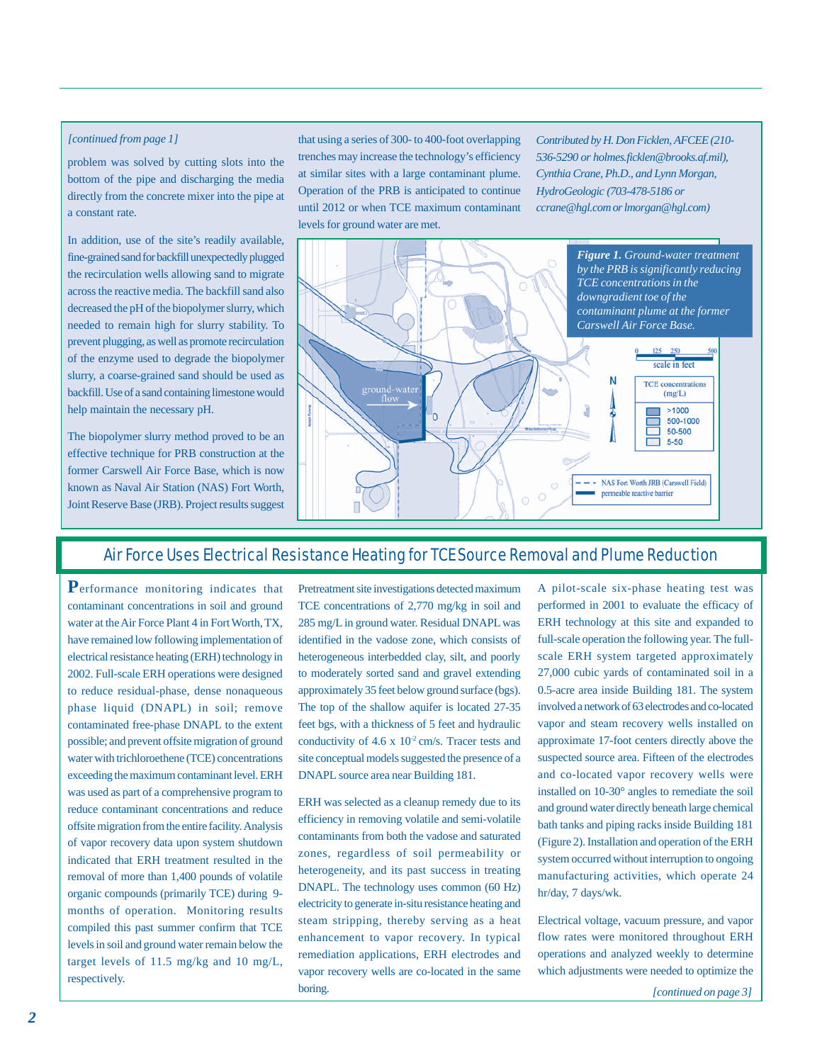*[continued from page 1]*

problem was solved by cutting slots into the bottom of the pipe and discharging the media directly from the concrete mixer into the pipe at a constant rate.

In addition, use of the site's readily available, fine-grained sand for backfill unexpectedly plugged the recirculation wells allowing sand to migrate across the reactive media. The backfill sand also decreased the pH of the biopolymer slurry, which needed to remain high for slurry stability. To prevent plugging, as well as promote recirculation of the enzyme used to degrade the biopolymer slurry, a coarse-grained sand should be used as backfill. Use of a sand containing limestone would help maintain the necessary pH.

The biopolymer slurry method proved to be an effective technique for PRB construction at the former Carswell Air Force Base, which is now known as Naval Air Station (NAS) Fort Worth, Joint Reserve Base (JRB). Project results suggest that using a series of 300- to 400-foot overlapping trenches may increase the technology's efficiency at similar sites with a large contaminant plume. Operation of the PRB is anticipated to continue until 2012 or when TCE maximum contaminant levels for ground water are met.

*Contributed by H. Don Ficklen, AFCEE (210-536-5290 or holmes.ficklen@brooks.af.mil), Cynthia Crane, Ph.D., and Lynn Morgan, HydroGeologic (703-478-5186 or ccrane@hgl.com or lmorgan@hgl.com)*

***Figure 1.*** *Ground-water treatment by the PRB is significantly reducing TCE concentrations in the downgradient toe of the contaminant plume at the former Carswell Air Force Base.*

## Air Force Uses Electrical Resistance Heating for TCE Source Removal and Plume Reduction

Performance monitoring indicates that contaminant concentrations in soil and ground water at the Air Force Plant 4 in Fort Worth, TX, have remained low following implementation of electrical resistance heating (ERH) technology in 2002. Full-scale ERH operations were designed to reduce residual-phase, dense nonaqueous phase liquid (DNAPL) in soil; remove contaminated free-phase DNAPL to the extent possible; and prevent offsite migration of ground water with trichloroethene (TCE) concentrations exceeding the maximum contaminant level. ERH was used as part of a comprehensive program to reduce contaminant concentrations and reduce offsite migration from the entire facility. Analysis of vapor recovery data upon system shutdown indicated that ERH treatment resulted in the removal of more than 1,400 pounds of volatile organic compounds (primarily TCE) during 9-months of operation. Monitoring results compiled this past summer confirm that TCE levels in soil and ground water remain below the target levels of 11.5 mg/kg and 10 mg/L, respectively.

Pretreatment site investigations detected maximum TCE concentrations of 2,770 mg/kg in soil and 285 mg/L in ground water. Residual DNAPL was identified in the vadose zone, which consists of heterogeneous interbedded clay, silt, and poorly to moderately sorted sand and gravel extending approximately 35 feet below ground surface (bgs). The top of the shallow aquifer is located 27-35 feet bgs, with a thickness of 5 feet and hydraulic conductivity of 4.6 x $10^{-2}$ cm/s. Tracer tests and site conceptual models suggested the presence of a DNAPL source area near Building 181.

ERH was selected as a cleanup remedy due to its efficiency in removing volatile and semi-volatile contaminants from both the vadose and saturated zones, regardless of soil permeability or heterogeneity, and its past success in treating DNAPL. The technology uses common (60 Hz) electricity to generate in-situ resistance heating and steam stripping, thereby serving as a heat enhancement to vapor recovery. In typical remediation applications, ERH electrodes and vapor recovery wells are co-located in the same boring.

A pilot-scale six-phase heating test was performed in 2001 to evaluate the efficacy of ERH technology at this site and expanded to full-scale operation the following year. The full-scale ERH system targeted approximately 27,000 cubic yards of contaminated soil in a 0.5-acre area inside Building 181. The system involved a network of 63 electrodes and co-located vapor and steam recovery wells installed on approximate 17-foot centers directly above the suspected source area. Fifteen of the electrodes and co-located vapor recovery wells were installed on 10-30° angles to remediate the soil and ground water directly beneath large chemical bath tanks and piping racks inside Building 181 (Figure 2). Installation and operation of the ERH system occurred without interruption to ongoing manufacturing activities, which operate 24 hr/day, 7 days/wk.

Electrical voltage, vacuum pressure, and vapor flow rates were monitored throughout ERH operations and analyzed weekly to determine which adjustments were needed to optimize the

*[continued on page 3]*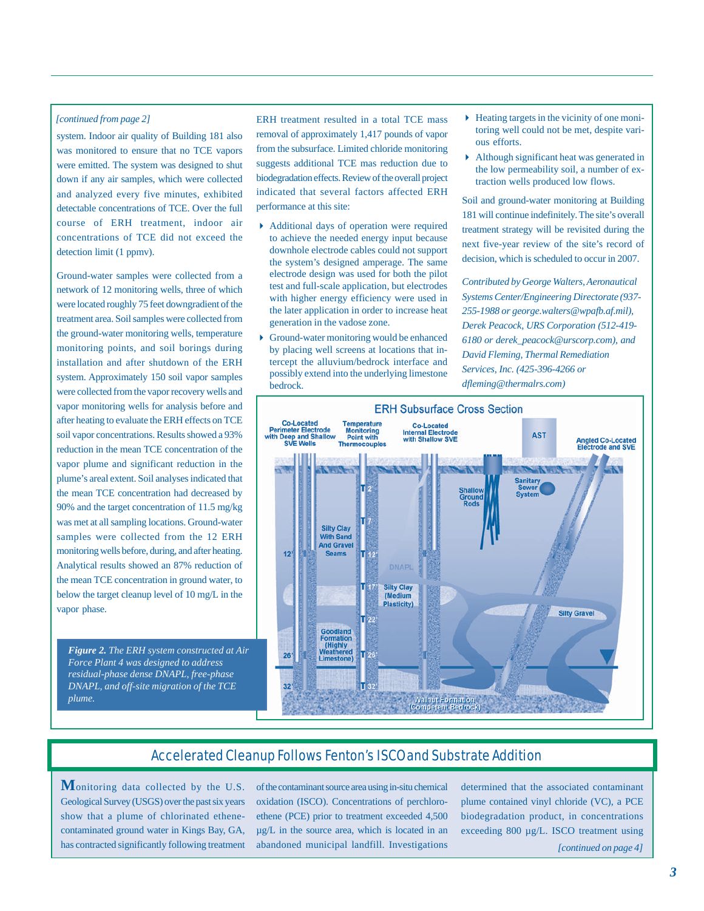*[continued from page 2]*

system. Indoor air quality of Building 181 also was monitored to ensure that no TCE vapors were emitted. The system was designed to shut down if any air samples, which were collected and analyzed every five minutes, exhibited detectable concentrations of TCE. Over the full course of ERH treatment, indoor air concentrations of TCE did not exceed the detection limit (1 ppmv).

Ground-water samples were collected from a network of 12 monitoring wells, three of which were located roughly 75 feet downgradient of the treatment area. Soil samples were collected from the ground-water monitoring wells, temperature monitoring points, and soil borings during installation and after shutdown of the ERH system. Approximately 150 soil vapor samples were collected from the vapor recovery wells and vapor monitoring wells for analysis before and after heating to evaluate the ERH effects on TCE soil vapor concentrations. Results showed a 93% reduction in the mean TCE concentration of the vapor plume and significant reduction in the plume's areal extent. Soil analyses indicated that the mean TCE concentration had decreased by 90% and the target concentration of 11.5 mg/kg was met at all sampling locations. Ground-water samples were collected from the 12 ERH monitoring wells before, during, and after heating. Analytical results showed an 87% reduction of the mean TCE concentration in ground water, to below the target cleanup level of 10 mg/L in the vapor phase.

ERH treatment resulted in a total TCE mass removal of approximately 1,417 pounds of vapor from the subsurface. Limited chloride monitoring suggests additional TCE mas reduction due to biodegradation effects. Review of the overall project indicated that several factors affected ERH performance at this site:

- Additional days of operation were required to achieve the needed energy input because downhole electrode cables could not support the system's designed amperage. The same electrode design was used for both the pilot test and full-scale application, but electrodes with higher energy efficiency were used in the later application in order to increase heat generation in the vadose zone.
- Ground-water monitoring would be enhanced by placing well screens at locations that intercept the alluvium/bedrock interface and possibly extend into the underlying limestone bedrock.
- Heating targets in the vicinity of one monitoring well could not be met, despite various efforts.
- Although significant heat was generated in the low permeability soil, a number of extraction wells produced low flows.

Soil and ground-water monitoring at Building 181 will continue indefinitely. The site's overall treatment strategy will be revisited during the next five-year review of the site's record of decision, which is scheduled to occur in 2007.

*Contributed by George Walters, Aeronautical Systems Center/Engineering Directorate (937-255-1988 or george.walters@wpafb.af.mil), Derek Peacock, URS Corporation (512-419-6180 or derek_peacock@urscorp.com), and David Fleming, Thermal Remediation Services, Inc. (425-396-4266 or dfleming@thermalrs.com)*

**Figure 2.** *The ERH system constructed at Air Force Plant 4 was designed to address residual-phase dense DNAPL, free-phase DNAPL, and off-site migration of the TCE plume.*

## Accelerated Cleanup Follows Fenton's ISCO and Substrate Addition

Monitoring data collected by the U.S. Geological Survey (USGS) over the past six years show that a plume of chlorinated ethene-contaminated ground water in Kings Bay, GA, has contracted significantly following treatment of the contaminant source area using in-situ chemical oxidation (ISCO). Concentrations of perchloroethene (PCE) prior to treatment exceeded 4,500 µg/L in the source area, which is located in an abandoned municipal landfill. Investigations determined that the associated contaminant plume contained vinyl chloride (VC), a PCE biodegradation product, in concentrations exceeding 800 µg/L. ISCO treatment using

*[continued on page 4]*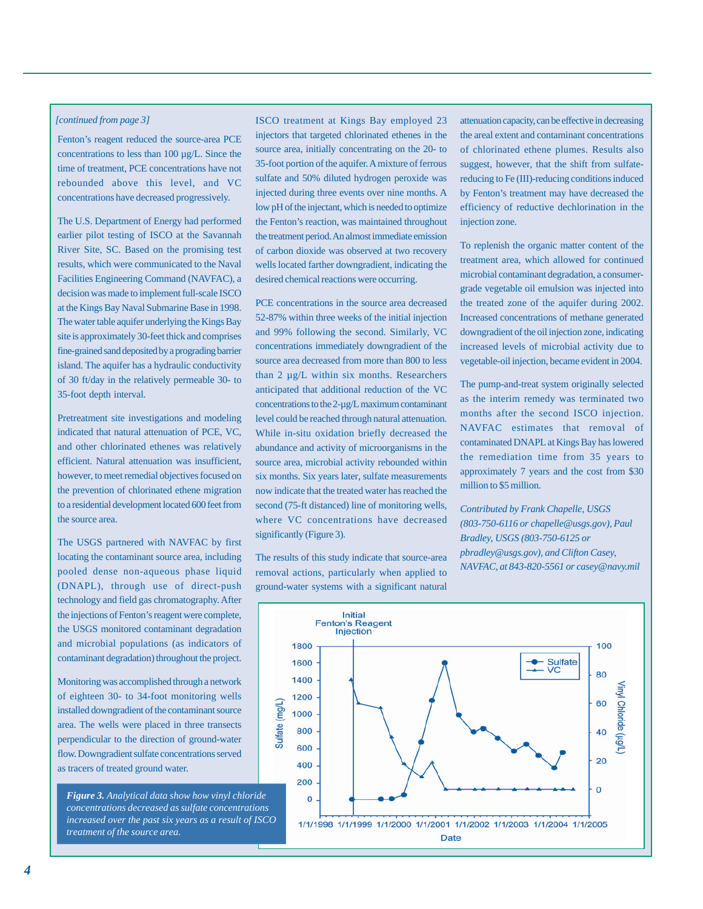*[continued from page 3]*

Fenton's reagent reduced the source-area PCE concentrations to less than 100 µg/L. Since the time of treatment, PCE concentrations have not rebounded above this level, and VC concentrations have decreased progressively.

The U.S. Department of Energy had performed earlier pilot testing of ISCO at the Savannah River Site, SC. Based on the promising test results, which were communicated to the Naval Facilities Engineering Command (NAVFAC), a decision was made to implement full-scale ISCO at the Kings Bay Naval Submarine Base in 1998. The water table aquifer underlying the Kings Bay site is approximately 30-feet thick and comprises fine-grained sand deposited by a prograding barrier island. The aquifer has a hydraulic conductivity of 30 ft/day in the relatively permeable 30- to 35-foot depth interval.

Pretreatment site investigations and modeling indicated that natural attenuation of PCE, VC, and other chlorinated ethenes was relatively efficient. Natural attenuation was insufficient, however, to meet remedial objectives focused on the prevention of chlorinated ethene migration to a residential development located 600 feet from the source area.

The USGS partnered with NAVFAC by first locating the contaminant source area, including pooled dense non-aqueous phase liquid (DNAPL), through use of direct-push technology and field gas chromatography. After the injections of Fenton's reagent were complete, the USGS monitored contaminant degradation and microbial populations (as indicators of contaminant degradation) throughout the project.

Monitoring was accomplished through a network of eighteen 30- to 34-foot monitoring wells installed downgradient of the contaminant source area. The wells were placed in three transects perpendicular to the direction of ground-water flow. Downgradient sulfate concentrations served as tracers of treated ground water.

ISCO treatment at Kings Bay employed 23 injectors that targeted chlorinated ethenes in the source area, initially concentrating on the 20- to 35-foot portion of the aquifer. A mixture of ferrous sulfate and 50% diluted hydrogen peroxide was injected during three events over nine months. A low pH of the injectant, which is needed to optimize the Fenton's reaction, was maintained throughout the treatment period. An almost immediate emission of carbon dioxide was observed at two recovery wells located farther downgradient, indicating the desired chemical reactions were occurring.

PCE concentrations in the source area decreased 52-87% within three weeks of the initial injection and 99% following the second. Similarly, VC concentrations immediately downgradient of the source area decreased from more than 800 to less than 2 µg/L within six months. Researchers anticipated that additional reduction of the VC concentrations to the 2-µg/L maximum contaminant level could be reached through natural attenuation. While in-situ oxidation briefly decreased the abundance and activity of microorganisms in the source area, microbial activity rebounded within six months. Six years later, sulfate measurements now indicate that the treated water has reached the second (75-ft distanced) line of monitoring wells, where VC concentrations have decreased significantly (Figure 3).

The results of this study indicate that source-area removal actions, particularly when applied to ground-water systems with a significant natural attenuation capacity, can be effective in decreasing the areal extent and contaminant concentrations of chlorinated ethene plumes. Results also suggest, however, that the shift from sulfate-reducing to Fe (III)-reducing conditions induced by Fenton's treatment may have decreased the efficiency of reductive dechlorination in the injection zone.

To replenish the organic matter content of the treatment area, which allowed for continued microbial contaminant degradation, a consumer-grade vegetable oil emulsion was injected into the treated zone of the aquifer during 2002. Increased concentrations of methane generated downgradient of the oil injection zone, indicating increased levels of microbial activity due to vegetable-oil injection, became evident in 2004.

The pump-and-treat system originally selected as the interim remedy was terminated two months after the second ISCO injection. NAVFAC estimates that removal of contaminated DNAPL at Kings Bay has lowered the remediation time from 35 years to approximately 7 years and the cost from $30 million to $5 million.

*Contributed by Frank Chapelle, USGS (803-750-6116 or chapelle@usgs.gov), Paul Bradley, USGS (803-750-6125 or pbradley@usgs.gov), and Clifton Casey, NAVFAC, at 843-820-5561 or casey@navy.mil*

***Figure 3.*** *Analytical data show how vinyl chloride concentrations decreased as sulfate concentrations increased over the past six years as a result of ISCO treatment of the source area.*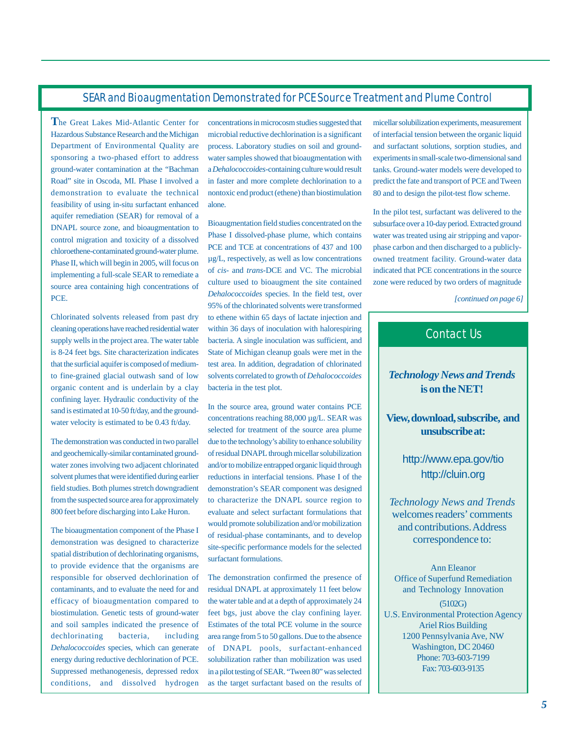## SEAR and Bioaugmentation Demonstrated for PCE Source Treatment and Plume Control

The Great Lakes Mid-Atlantic Center for Hazardous Substance Research and the Michigan Department of Environmental Quality are sponsoring a two-phased effort to address ground-water contamination at the "Bachman Road" site in Oscoda, MI. Phase I involved a demonstration to evaluate the technical feasibility of using in-situ surfactant enhanced aquifer remediation (SEAR) for removal of a DNAPL source zone, and bioaugmentation to control migration and toxicity of a dissolved chloroethene-contaminated ground-water plume. Phase II, which will begin in 2005, will focus on implementing a full-scale SEAR to remediate a source area containing high concentrations of PCE.

Chlorinated solvents released from past dry cleaning operations have reached residential water supply wells in the project area. The water table is 8-24 feet bgs. Site characterization indicates that the surficial aquifer is composed of medium- to fine-grained glacial outwash sand of low organic content and is underlain by a clay confining layer. Hydraulic conductivity of the sand is estimated at 10-50 ft/day, and the ground-water velocity is estimated to be 0.43 ft/day.

The demonstration was conducted in two parallel and geochemically-similar contaminated ground-water zones involving two adjacent chlorinated solvent plumes that were identified during earlier field studies. Both plumes stretch downgradient from the suspected source area for approximately 800 feet before discharging into Lake Huron.

The bioaugmentation component of the Phase I demonstration was designed to characterize spatial distribution of dechlorinating organisms, to provide evidence that the organisms are responsible for observed dechlorination of contaminants, and to evaluate the need for and efficacy of bioaugmentation compared to biostimulation. Genetic tests of ground-water and soil samples indicated the presence of dechlorinating bacteria, including *Dehalococcoides* species, which can generate energy during reductive dechlorination of PCE. Suppressed methanogenesis, depressed redox conditions, and dissolved hydrogen concentrations in microcosm studies suggested that microbial reductive dechlorination is a significant process. Laboratory studies on soil and ground-water samples showed that bioaugmentation with a *Dehalococcoides*-containing culture would result in faster and more complete dechlorination to a nontoxic end product (ethene) than biostimulation alone.

Bioaugmentation field studies concentrated on the Phase I dissolved-phase plume, which contains PCE and TCE at concentrations of 437 and 100 µg/L, respectively, as well as low concentrations of *cis*- and *trans*-DCE and VC. The microbial culture used to bioaugment the site contained *Dehalococcoides* species. In the field test, over 95% of the chlorinated solvents were transformed to ethene within 65 days of lactate injection and within 36 days of inoculation with halorespiring bacteria. A single inoculation was sufficient, and State of Michigan cleanup goals were met in the test area. In addition, degradation of chlorinated solvents correlated to growth of *Dehalococcoides* bacteria in the test plot.

In the source area, ground water contains PCE concentrations reaching 88,000 µg/L. SEAR was selected for treatment of the source area plume due to the technology's ability to enhance solubility of residual DNAPL through micellar solubilization and/or to mobilize entrapped organic liquid through reductions in interfacial tensions. Phase I of the demonstration's SEAR component was designed to characterize the DNAPL source region to evaluate and select surfactant formulations that would promote solubilization and/or mobilization of residual-phase contaminants, and to develop site-specific performance models for the selected surfactant formulations.

The demonstration confirmed the presence of residual DNAPL at approximately 11 feet below the water table and at a depth of approximately 24 feet bgs, just above the clay confining layer. Estimates of the total PCE volume in the source area range from 5 to 50 gallons. Due to the absence of DNAPL pools, surfactant-enhanced solubilization rather than mobilization was used in a pilot testing of SEAR. "Tween 80" was selected as the target surfactant based on the results of micellar solubilization experiments, measurement of interfacial tension between the organic liquid and surfactant solutions, sorption studies, and experiments in small-scale two-dimensional sand tanks. Ground-water models were developed to predict the fate and transport of PCE and Tween 80 and to design the pilot-test flow scheme.

In the pilot test, surfactant was delivered to the subsurface over a 10-day period. Extracted ground water was treated using air stripping and vapor-phase carbon and then discharged to a publicly-owned treatment facility. Ground-water data indicated that PCE concentrations in the source zone were reduced by two orders of magnitude

*[continued on page 6]*

## Contact Us

***Technology News and Trends* is on the NET!**

**View, download, subscribe, and unsubscribe at:**

http://www.epa.gov/tio
http://cluin.org

*Technology News and Trends* welcomes readers' comments and contributions. Address correspondence to:

Ann Eleanor
Office of Superfund Remediation and Technology Innovation
(5102G)
U.S. Environmental Protection Agency
Ariel Rios Building
1200 Pennsylvania Ave, NW
Washington, DC 20460
Phone: 703-603-7199
Fax: 703-603-9135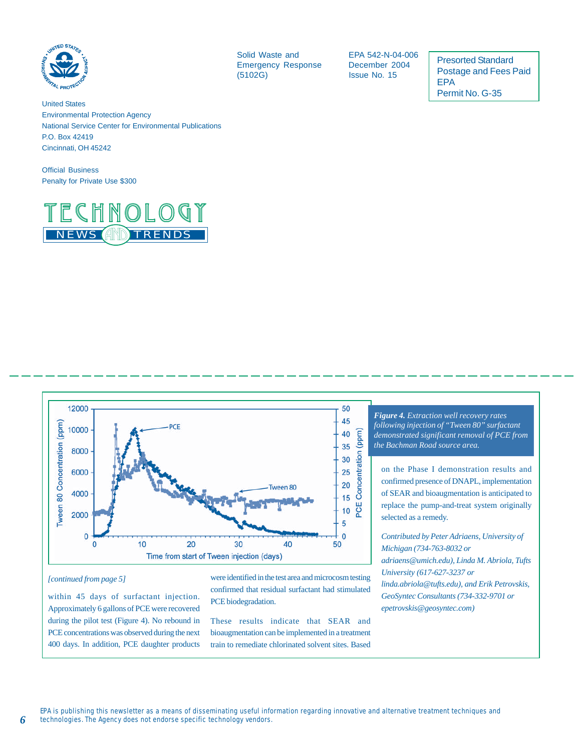Solid Waste and Emergency Response (5102G)

EPA 542-N-04-006
December 2004
Issue No. 15

Presorted Standard
Postage and Fees Paid
EPA
Permit No. G-35

United States
Environmental Protection Agency
National Service Center for Environmental Publications
P.O. Box 42419
Cincinnati, OH 45242

Official Business
Penalty for Private Use $300

# TECHNOLOGY NEWS AND TRENDS

Tween 80 Concentration (ppm)
12000
10000
8000
6000
4000
2000
0

PCE Concentration (ppm)
50
45
40
35
30
25
20
15
10
5
0

PCE
Tween 80

0
10
20
30
40
50
Time from start of Tween injection (days)

*Figure 4. Extraction well recovery rates following injection of "Tween 80" surfactant demonstrated significant removal of PCE from the Bachman Road source area.*

*[continued from page 5]*

within 45 days of surfactant injection. Approximately 6 gallons of PCE were recovered during the pilot test (Figure 4). No rebound in PCE concentrations was observed during the next 400 days. In addition, PCE daughter products were identified in the test area and microcosm testing confirmed that residual surfactant had stimulated PCE biodegradation.

These results indicate that SEAR and bioaugmentation can be implemented in a treatment train to remediate chlorinated solvent sites. Based on the Phase I demonstration results and confirmed presence of DNAPL, implementation of SEAR and bioaugmentation is anticipated to replace the pump-and-treat system originally selected as a remedy.

*Contributed by Peter Adriaens, University of Michigan (734-763-8032 or adriaens@umich.edu), Linda M. Abriola, Tufts University (617-627-3237 or linda.abriola@tufts.edu), and Erik Petrovskis, GeoSyntec Consultants (734-332-9701 or epetrovskis@geosyntec.com)*

EPA is publishing this newsletter as a means of disseminating useful information regarding innovative and alternative treatment techniques and technologies. The Agency does not endorse specific technology vendors.